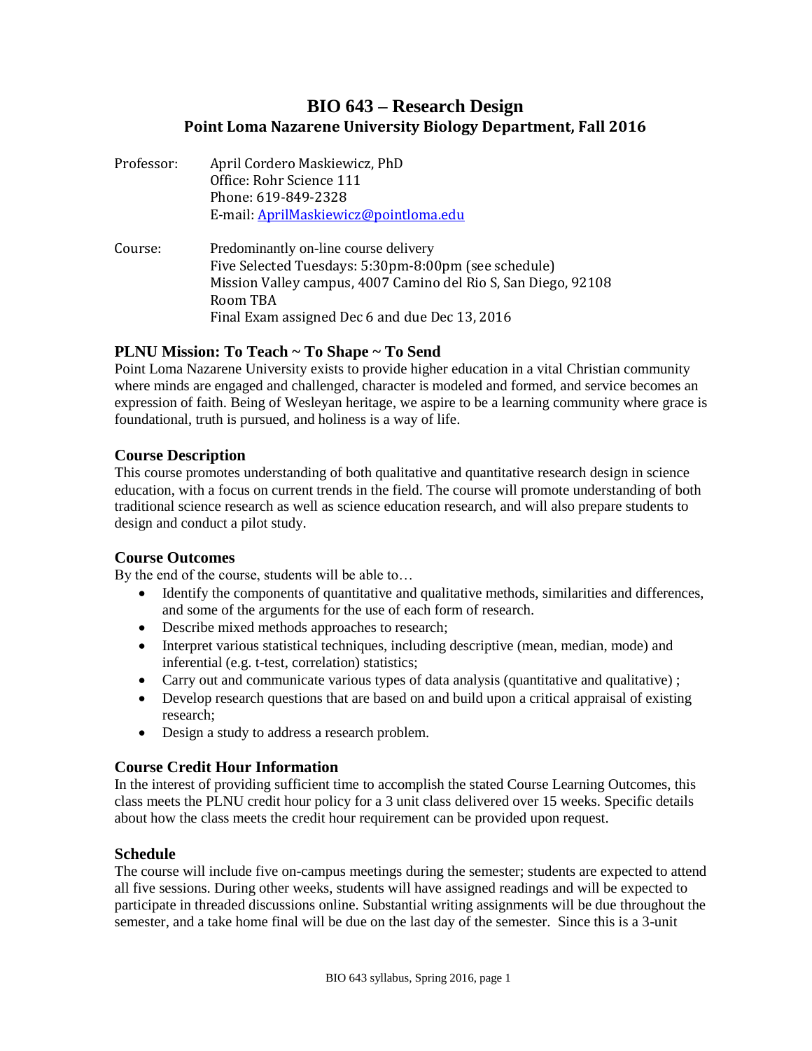# BIO 643 – Research Design

**Point Loma Nazarene University Biology Department, Fall 2016**

Professor: April Cordero Maskiewicz, PhD
Office: Rohr Science 111
Phone: 619-849-2328
E-mail: [AprilMaskiewicz@pointloma.edu](mailto:AprilMaskiewicz@pointloma.edu)

Course: Predominantly on-line course delivery
Five Selected Tuesdays: 5:30pm-8:00pm (see schedule)
Mission Valley campus, 4007 Camino del Rio S, San Diego, 92108
Room TBA
Final Exam assigned Dec 6 and due Dec 13, 2016

## PLNU Mission: To Teach ~ To Shape ~ To Send

Point Loma Nazarene University exists to provide higher education in a vital Christian community where minds are engaged and challenged, character is modeled and formed, and service becomes an expression of faith. Being of Wesleyan heritage, we aspire to be a learning community where grace is foundational, truth is pursued, and holiness is a way of life.

## Course Description

This course promotes understanding of both qualitative and quantitative research design in science education, with a focus on current trends in the field. The course will promote understanding of both traditional science research as well as science education research, and will also prepare students to design and conduct a pilot study.

## Course Outcomes

By the end of the course, students will be able to…

- Identify the components of quantitative and qualitative methods, similarities and differences, and some of the arguments for the use of each form of research.
- Describe mixed methods approaches to research;
- Interpret various statistical techniques, including descriptive (mean, median, mode) and inferential (e.g. t-test, correlation) statistics;
- Carry out and communicate various types of data analysis (quantitative and qualitative) ;
- Develop research questions that are based on and build upon a critical appraisal of existing research;
- Design a study to address a research problem.

## Course Credit Hour Information

In the interest of providing sufficient time to accomplish the stated Course Learning Outcomes, this class meets the PLNU credit hour policy for a 3 unit class delivered over 15 weeks. Specific details about how the class meets the credit hour requirement can be provided upon request.

## Schedule

The course will include five on-campus meetings during the semester; students are expected to attend all five sessions. During other weeks, students will have assigned readings and will be expected to participate in threaded discussions online. Substantial writing assignments will be due throughout the semester, and a take home final will be due on the last day of the semester. Since this is a 3-unit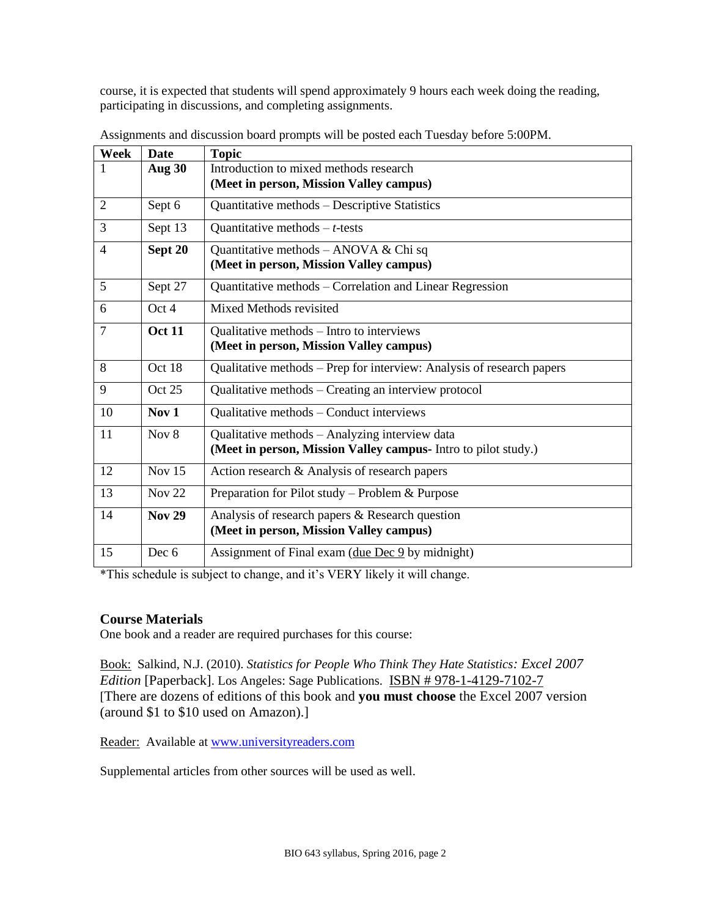course, it is expected that students will spend approximately 9 hours each week doing the reading, participating in discussions, and completing assignments.

Assignments and discussion board prompts will be posted each Tuesday before 5:00PM.

| Week | Date | Topic |
|---|---|---|
| 1 | **Aug 30** | Introduction to mixed methods research<br>**(Meet in person, Mission Valley campus)** |
| 2 | Sept 6 | Quantitative methods – Descriptive Statistics |
| 3 | Sept 13 | Quantitative methods – *t*-tests |
| 4 | **Sept 20** | Quantitative methods – ANOVA & Chi sq<br>**(Meet in person, Mission Valley campus)** |
| 5 | Sept 27 | Quantitative methods – Correlation and Linear Regression |
| 6 | Oct 4 | Mixed Methods revisited |
| 7 | **Oct 11** | Qualitative methods – Intro to interviews<br>**(Meet in person, Mission Valley campus)** |
| 8 | Oct 18 | Qualitative methods – Prep for interview: Analysis of research papers |
| 9 | Oct 25 | Qualitative methods – Creating an interview protocol |
| 10 | **Nov 1** | Qualitative methods – Conduct interviews |
| 11 | Nov 8 | Qualitative methods – Analyzing interview data<br>**(Meet in person, Mission Valley campus-** Intro to pilot study.) |
| 12 | Nov 15 | Action research & Analysis of research papers |
| 13 | Nov 22 | Preparation for Pilot study – Problem & Purpose |
| 14 | **Nov 29** | Analysis of research papers & Research question<br>**(Meet in person, Mission Valley campus)** |
| 15 | Dec 6 | Assignment of Final exam (due Dec 9 by midnight) |

*This schedule is subject to change, and it's VERY likely it will change.

### Course Materials

One book and a reader are required purchases for this course:

Book: Salkind, N.J. (2010). *Statistics for People Who Think They Hate Statistics: Excel 2007 Edition* [Paperback]. Los Angeles: Sage Publications. ISBN # 978-1-4129-7102-7 [There are dozens of editions of this book and **you must choose** the Excel 2007 version (around $1 to $10 used on Amazon).]

Reader: Available at www.universityreaders.com

Supplemental articles from other sources will be used as well.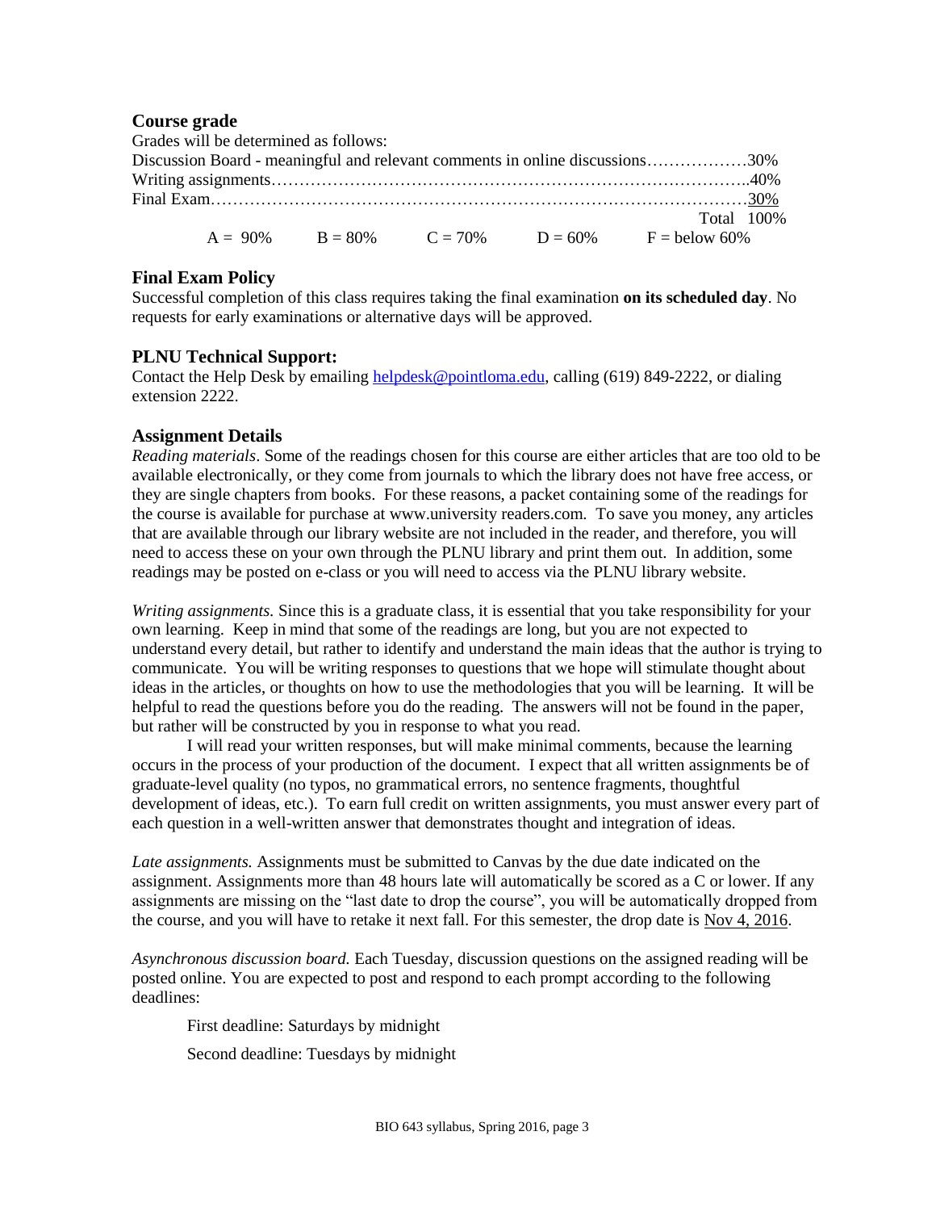## Course grade

Grades will be determined as follows:

| Component | Weight |
|---|---|
| Discussion Board - meaningful and relevant comments in online discussions | 30% |
| Writing assignments | 40% |
| Final Exam | 30% |
| Total | 100% |

A = 90%  B = 80%  C = 70%  D = 60%  F = below 60%

## Final Exam Policy

Successful completion of this class requires taking the final examination **on its scheduled day**. No requests for early examinations or alternative days will be approved.

## PLNU Technical Support:

Contact the Help Desk by emailing helpdesk@pointloma.edu, calling (619) 849-2222, or dialing extension 2222.

## Assignment Details

*Reading materials*. Some of the readings chosen for this course are either articles that are too old to be available electronically, or they come from journals to which the library does not have free access, or they are single chapters from books. For these reasons, a packet containing some of the readings for the course is available for purchase at www.university readers.com. To save you money, any articles that are available through our library website are not included in the reader, and therefore, you will need to access these on your own through the PLNU library and print them out. In addition, some readings may be posted on e-class or you will need to access via the PLNU library website.

*Writing assignments.* Since this is a graduate class, it is essential that you take responsibility for your own learning. Keep in mind that some of the readings are long, but you are not expected to understand every detail, but rather to identify and understand the main ideas that the author is trying to communicate. You will be writing responses to questions that we hope will stimulate thought about ideas in the articles, or thoughts on how to use the methodologies that you will be learning. It will be helpful to read the questions before you do the reading. The answers will not be found in the paper, but rather will be constructed by you in response to what you read.

I will read your written responses, but will make minimal comments, because the learning occurs in the process of your production of the document. I expect that all written assignments be of graduate-level quality (no typos, no grammatical errors, no sentence fragments, thoughtful development of ideas, etc.). To earn full credit on written assignments, you must answer every part of each question in a well-written answer that demonstrates thought and integration of ideas.

*Late assignments.* Assignments must be submitted to Canvas by the due date indicated on the assignment. Assignments more than 48 hours late will automatically be scored as a C or lower. If any assignments are missing on the "last date to drop the course", you will be automatically dropped from the course, and you will have to retake it next fall. For this semester, the drop date is Nov 4, 2016.

*Asynchronous discussion board.* Each Tuesday, discussion questions on the assigned reading will be posted online. You are expected to post and respond to each prompt according to the following deadlines:

First deadline: Saturdays by midnight

Second deadline: Tuesdays by midnight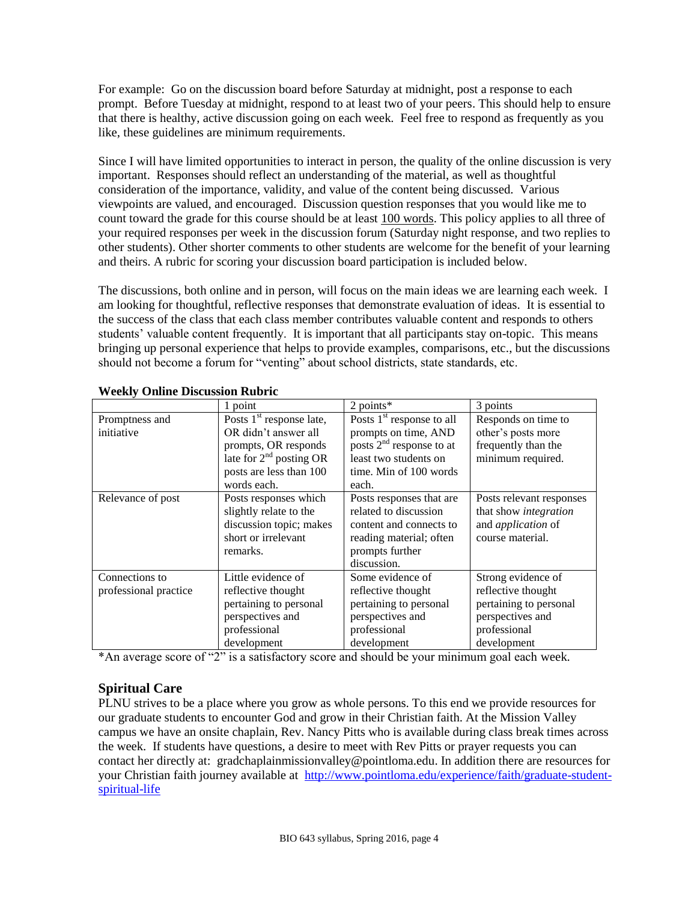For example: Go on the discussion board before Saturday at midnight, post a response to each prompt. Before Tuesday at midnight, respond to at least two of your peers. This should help to ensure that there is healthy, active discussion going on each week. Feel free to respond as frequently as you like, these guidelines are minimum requirements.

Since I will have limited opportunities to interact in person, the quality of the online discussion is very important. Responses should reflect an understanding of the material, as well as thoughtful consideration of the importance, validity, and value of the content being discussed. Various viewpoints are valued, and encouraged. Discussion question responses that you would like me to count toward the grade for this course should be at least 100 words. This policy applies to all three of your required responses per week in the discussion forum (Saturday night response, and two replies to other students). Other shorter comments to other students are welcome for the benefit of your learning and theirs. A rubric for scoring your discussion board participation is included below.

The discussions, both online and in person, will focus on the main ideas we are learning each week. I am looking for thoughtful, reflective responses that demonstrate evaluation of ideas. It is essential to the success of the class that each class member contributes valuable content and responds to others students' valuable content frequently. It is important that all participants stay on-topic. This means bringing up personal experience that helps to provide examples, comparisons, etc., but the discussions should not become a forum for "venting" about school districts, state standards, etc.

**Weekly Online Discussion Rubric**

| | 1 point | 2 points* | 3 points |
|---|---|---|---|
| Promptness and initiative | Posts 1st response late, OR didn't answer all prompts, OR responds late for 2nd posting OR posts are less than 100 words each. | Posts 1st response to all prompts on time, AND posts 2nd response to at least two students on time. Min of 100 words each. | Responds on time to other's posts more frequently than the minimum required. |
| Relevance of post | Posts responses which slightly relate to the discussion topic; makes short or irrelevant remarks. | Posts responses that are related to discussion content and connects to reading material; often prompts further discussion. | Posts relevant responses that show *integration* and *application* of course material. |
| Connections to professional practice | Little evidence of reflective thought pertaining to personal perspectives and professional development | Some evidence of reflective thought pertaining to personal perspectives and professional development | Strong evidence of reflective thought pertaining to personal perspectives and professional development |

*An average score of "2" is a satisfactory score and should be your minimum goal each week.

## Spiritual Care

PLNU strives to be a place where you grow as whole persons. To this end we provide resources for our graduate students to encounter God and grow in their Christian faith. At the Mission Valley campus we have an onsite chaplain, Rev. Nancy Pitts who is available during class break times across the week. If students have questions, a desire to meet with Rev Pitts or prayer requests you can contact her directly at: gradchaplainmissionvalley@pointloma.edu. In addition there are resources for your Christian faith journey available at http://www.pointloma.edu/experience/faith/graduate-student-spiritual-life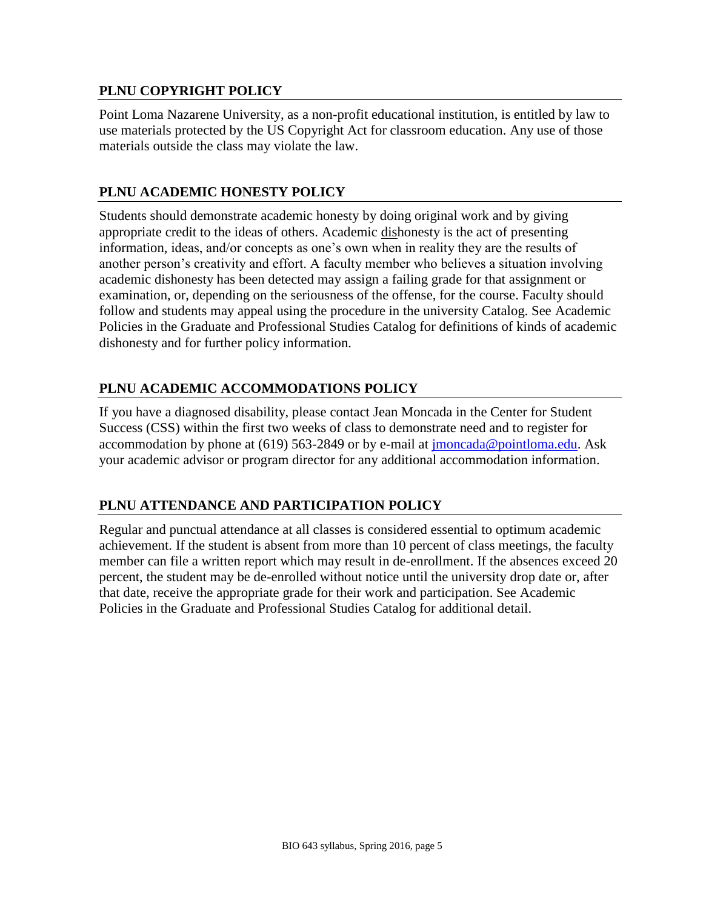## PLNU COPYRIGHT POLICY

Point Loma Nazarene University, as a non-profit educational institution, is entitled by law to use materials protected by the US Copyright Act for classroom education. Any use of those materials outside the class may violate the law.

## PLNU ACADEMIC HONESTY POLICY

Students should demonstrate academic honesty by doing original work and by giving appropriate credit to the ideas of others. Academic <u>dis</u>honesty is the act of presenting information, ideas, and/or concepts as one's own when in reality they are the results of another person's creativity and effort. A faculty member who believes a situation involving academic dishonesty has been detected may assign a failing grade for that assignment or examination, or, depending on the seriousness of the offense, for the course. Faculty should follow and students may appeal using the procedure in the university Catalog. See Academic Policies in the Graduate and Professional Studies Catalog for definitions of kinds of academic dishonesty and for further policy information.

## PLNU ACADEMIC ACCOMMODATIONS POLICY

If you have a diagnosed disability, please contact Jean Moncada in the Center for Student Success (CSS) within the first two weeks of class to demonstrate need and to register for accommodation by phone at (619) 563-2849 or by e-mail at [jmoncada@pointloma.edu](mailto:jmoncada@pointloma.edu). Ask your academic advisor or program director for any additional accommodation information.

## PLNU ATTENDANCE AND PARTICIPATION POLICY

Regular and punctual attendance at all classes is considered essential to optimum academic achievement. If the student is absent from more than 10 percent of class meetings, the faculty member can file a written report which may result in de-enrollment. If the absences exceed 20 percent, the student may be de-enrolled without notice until the university drop date or, after that date, receive the appropriate grade for their work and participation. See Academic Policies in the Graduate and Professional Studies Catalog for additional detail.